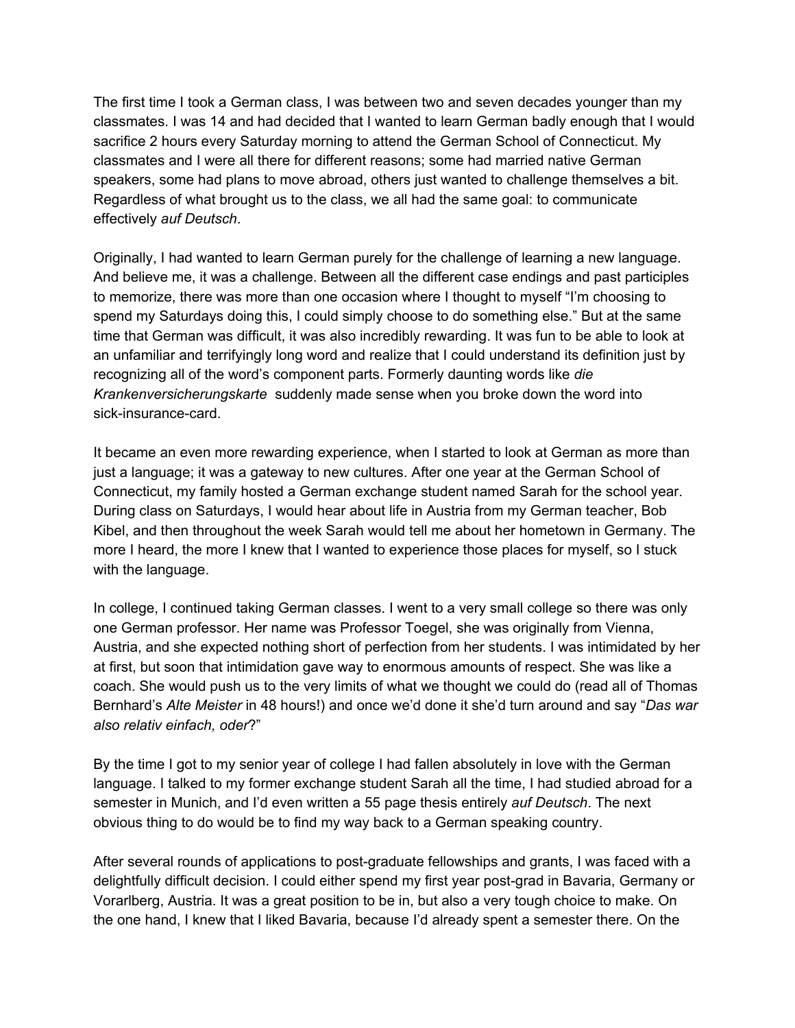The first time I took a German class, I was between two and seven decades younger than my classmates. I was 14 and had decided that I wanted to learn German badly enough that I would sacrifice 2 hours every Saturday morning to attend the German School of Connecticut. My classmates and I were all there for different reasons; some had married native German speakers, some had plans to move abroad, others just wanted to challenge themselves a bit. Regardless of what brought us to the class, we all had the same goal: to communicate effectively *auf Deutsch*.

Originally, I had wanted to learn German purely for the challenge of learning a new language. And believe me, it was a challenge. Between all the different case endings and past participles to memorize, there was more than one occasion where I thought to myself "I'm choosing to spend my Saturdays doing this, I could simply choose to do something else." But at the same time that German was difficult, it was also incredibly rewarding. It was fun to be able to look at an unfamiliar and terrifyingly long word and realize that I could understand its definition just by recognizing all of the word's component parts. Formerly daunting words like *die Krankenversicherungskarte* suddenly made sense when you broke down the word into sick-insurance-card.

It became an even more rewarding experience, when I started to look at German as more than just a language; it was a gateway to new cultures. After one year at the German School of Connecticut, my family hosted a German exchange student named Sarah for the school year. During class on Saturdays, I would hear about life in Austria from my German teacher, Bob Kibel, and then throughout the week Sarah would tell me about her hometown in Germany. The more I heard, the more I knew that I wanted to experience those places for myself, so I stuck with the language.

In college, I continued taking German classes. I went to a very small college so there was only one German professor. Her name was Professor Toegel, she was originally from Vienna, Austria, and she expected nothing short of perfection from her students. I was intimidated by her at first, but soon that intimidation gave way to enormous amounts of respect. She was like a coach. She would push us to the very limits of what we thought we could do (read all of Thomas Bernhard's *Alte Meister* in 48 hours!) and once we'd done it she'd turn around and say "*Das war also relativ einfach, oder*?"

By the time I got to my senior year of college I had fallen absolutely in love with the German language. I talked to my former exchange student Sarah all the time, I had studied abroad for a semester in Munich, and I'd even written a 55 page thesis entirely *auf Deutsch*. The next obvious thing to do would be to find my way back to a German speaking country.

After several rounds of applications to post-graduate fellowships and grants, I was faced with a delightfully difficult decision. I could either spend my first year post-grad in Bavaria, Germany or Vorarlberg, Austria. It was a great position to be in, but also a very tough choice to make. On the one hand, I knew that I liked Bavaria, because I'd already spent a semester there. On the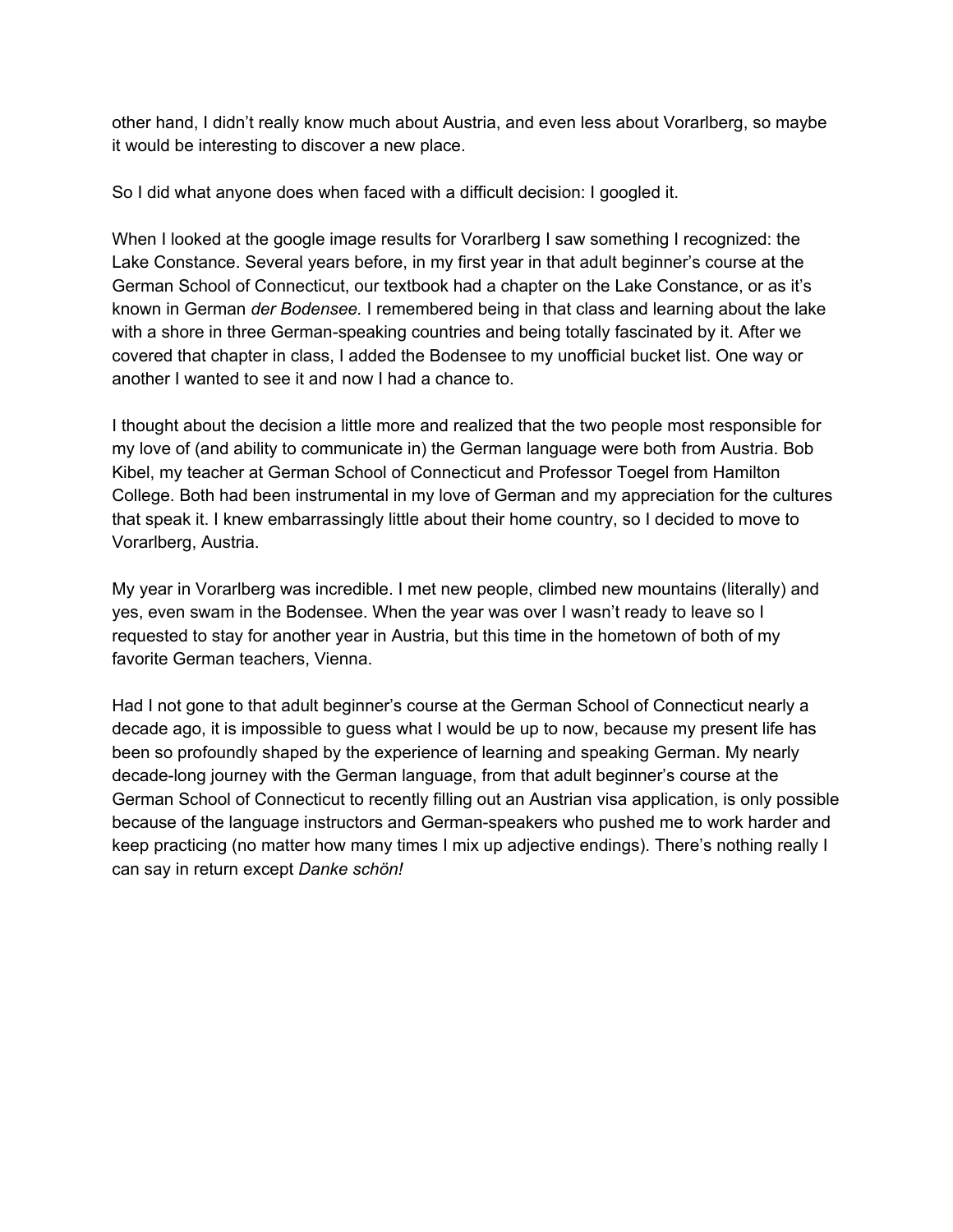other hand, I didn't really know much about Austria, and even less about Vorarlberg, so maybe it would be interesting to discover a new place.

So I did what anyone does when faced with a difficult decision: I googled it.

When I looked at the google image results for Vorarlberg I saw something I recognized: the Lake Constance. Several years before, in my first year in that adult beginner's course at the German School of Connecticut, our textbook had a chapter on the Lake Constance, or as it's known in German *der Bodensee.* I remembered being in that class and learning about the lake with a shore in three German-speaking countries and being totally fascinated by it. After we covered that chapter in class, I added the Bodensee to my unofficial bucket list. One way or another I wanted to see it and now I had a chance to.

I thought about the decision a little more and realized that the two people most responsible for my love of (and ability to communicate in) the German language were both from Austria. Bob Kibel, my teacher at German School of Connecticut and Professor Toegel from Hamilton College. Both had been instrumental in my love of German and my appreciation for the cultures that speak it. I knew embarrassingly little about their home country, so I decided to move to Vorarlberg, Austria.

My year in Vorarlberg was incredible. I met new people, climbed new mountains (literally) and yes, even swam in the Bodensee. When the year was over I wasn't ready to leave so I requested to stay for another year in Austria, but this time in the hometown of both of my favorite German teachers, Vienna.

Had I not gone to that adult beginner's course at the German School of Connecticut nearly a decade ago, it is impossible to guess what I would be up to now, because my present life has been so profoundly shaped by the experience of learning and speaking German. My nearly decade-long journey with the German language, from that adult beginner's course at the German School of Connecticut to recently filling out an Austrian visa application, is only possible because of the language instructors and German-speakers who pushed me to work harder and keep practicing (no matter how many times I mix up adjective endings). There's nothing really I can say in return except *Danke schön!*